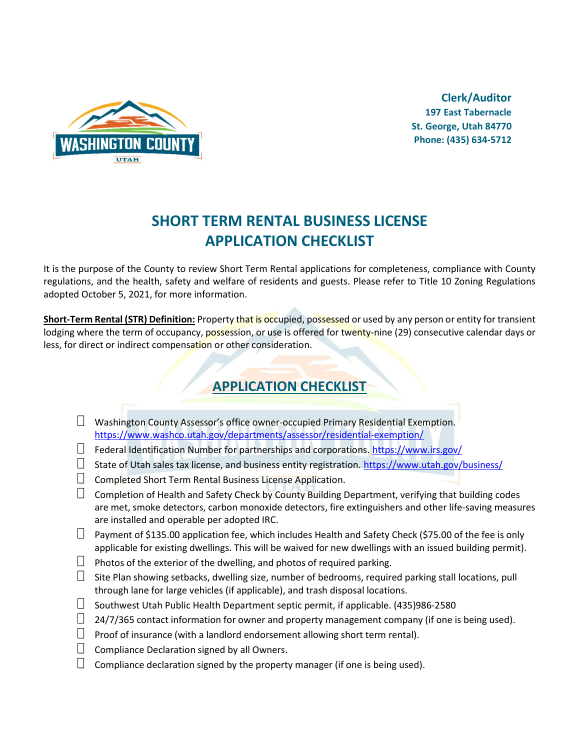Clerk/Auditor
197 East Tabernacle
St. George, Utah 84770
Phone: (435) 634-5712

# SHORT TERM RENTAL BUSINESS LICENSE APPLICATION CHECKLIST

It is the purpose of the County to review Short Term Rental applications for completeness, compliance with County regulations, and the health, safety and welfare of residents and guests. Please refer to Title 10 Zoning Regulations adopted October 5, 2021, for more information.

**Short-Term Rental (STR) Definition:** Property that is occupied, possessed or used by any person or entity for transient lodging where the term of occupancy, possession, or use is offered for twenty-nine (29) consecutive calendar days or less, for direct or indirect compensation or other consideration.

## APPLICATION CHECKLIST

- ☐ Washington County Assessor's office owner-occupied Primary Residential Exemption. https://www.washco.utah.gov/departments/assessor/residential-exemption/
- ☐ Federal Identification Number for partnerships and corporations. https://www.irs.gov/
- ☐ State of Utah sales tax license, and business entity registration. https://www.utah.gov/business/
- ☐ Completed Short Term Rental Business License Application.
- ☐ Completion of Health and Safety Check by County Building Department, verifying that building codes are met, smoke detectors, carbon monoxide detectors, fire extinguishers and other life-saving measures are installed and operable per adopted IRC.
- ☐ Payment of $135.00 application fee, which includes Health and Safety Check ($75.00 of the fee is only applicable for existing dwellings. This will be waived for new dwellings with an issued building permit).
- ☐ Photos of the exterior of the dwelling, and photos of required parking.
- ☐ Site Plan showing setbacks, dwelling size, number of bedrooms, required parking stall locations, pull through lane for large vehicles (if applicable), and trash disposal locations.
- ☐ Southwest Utah Public Health Department septic permit, if applicable. (435)986-2580
- ☐ 24/7/365 contact information for owner and property management company (if one is being used).
- ☐ Proof of insurance (with a landlord endorsement allowing short term rental).
- ☐ Compliance Declaration signed by all Owners.
- ☐ Compliance declaration signed by the property manager (if one is being used).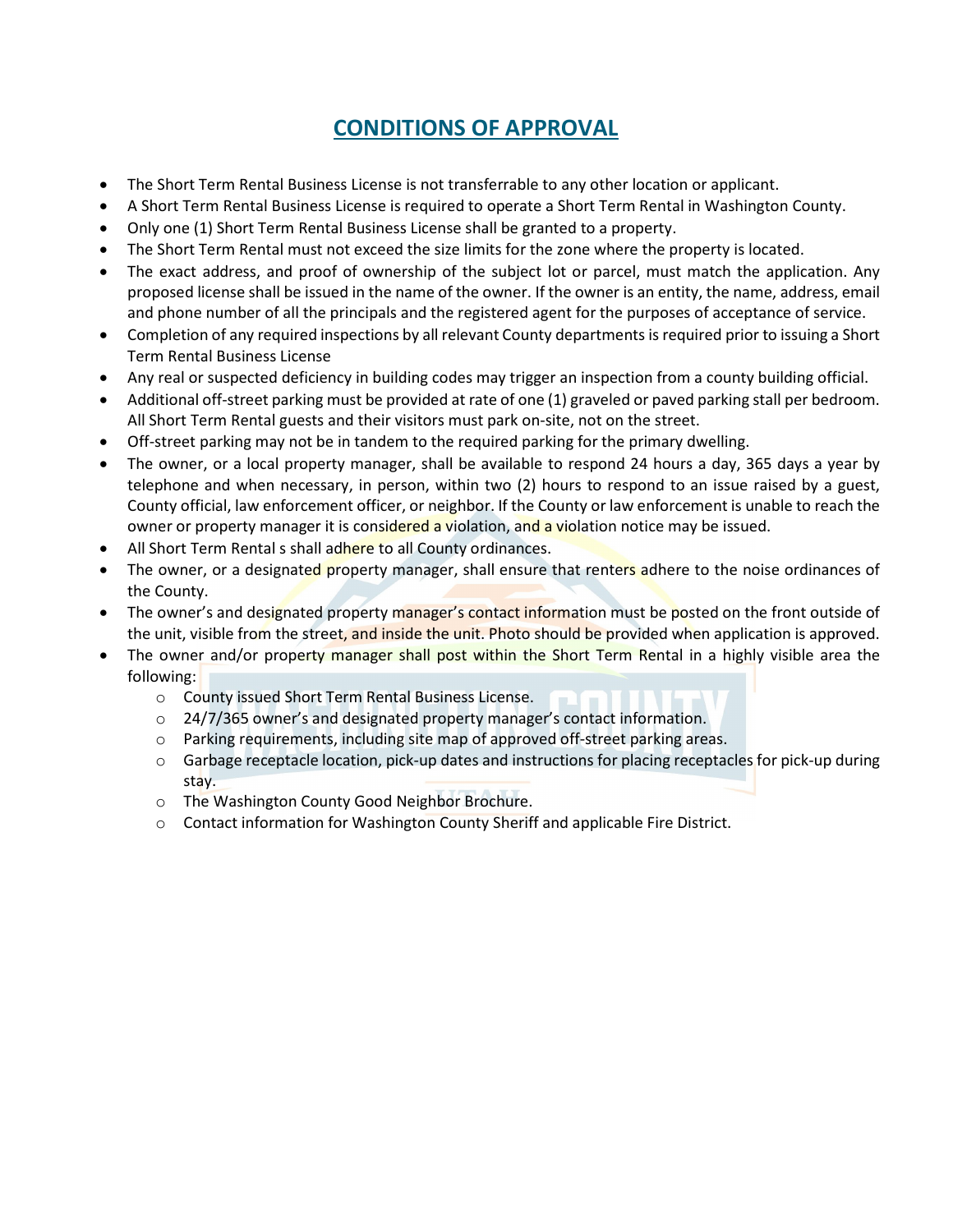# CONDITIONS OF APPROVAL

- The Short Term Rental Business License is not transferrable to any other location or applicant.
- A Short Term Rental Business License is required to operate a Short Term Rental in Washington County.
- Only one (1) Short Term Rental Business License shall be granted to a property.
- The Short Term Rental must not exceed the size limits for the zone where the property is located.
- The exact address, and proof of ownership of the subject lot or parcel, must match the application. Any proposed license shall be issued in the name of the owner. If the owner is an entity, the name, address, email and phone number of all the principals and the registered agent for the purposes of acceptance of service.
- Completion of any required inspections by all relevant County departments is required prior to issuing a Short Term Rental Business License
- Any real or suspected deficiency in building codes may trigger an inspection from a county building official.
- Additional off-street parking must be provided at rate of one (1) graveled or paved parking stall per bedroom. All Short Term Rental guests and their visitors must park on-site, not on the street.
- Off-street parking may not be in tandem to the required parking for the primary dwelling.
- The owner, or a local property manager, shall be available to respond 24 hours a day, 365 days a year by telephone and when necessary, in person, within two (2) hours to respond to an issue raised by a guest, County official, law enforcement officer, or neighbor. If the County or law enforcement is unable to reach the owner or property manager it is considered a violation, and a violation notice may be issued.
- All Short Term Rental s shall adhere to all County ordinances.
- The owner, or a designated property manager, shall ensure that renters adhere to the noise ordinances of the County.
- The owner's and designated property manager's contact information must be posted on the front outside of the unit, visible from the street, and inside the unit. Photo should be provided when application is approved.
- The owner and/or property manager shall post within the Short Term Rental in a highly visible area the following:
  - County issued Short Term Rental Business License.
  - 24/7/365 owner's and designated property manager's contact information.
  - Parking requirements, including site map of approved off-street parking areas.
  - Garbage receptacle location, pick-up dates and instructions for placing receptacles for pick-up during stay.
  - The Washington County Good Neighbor Brochure.
  - Contact information for Washington County Sheriff and applicable Fire District.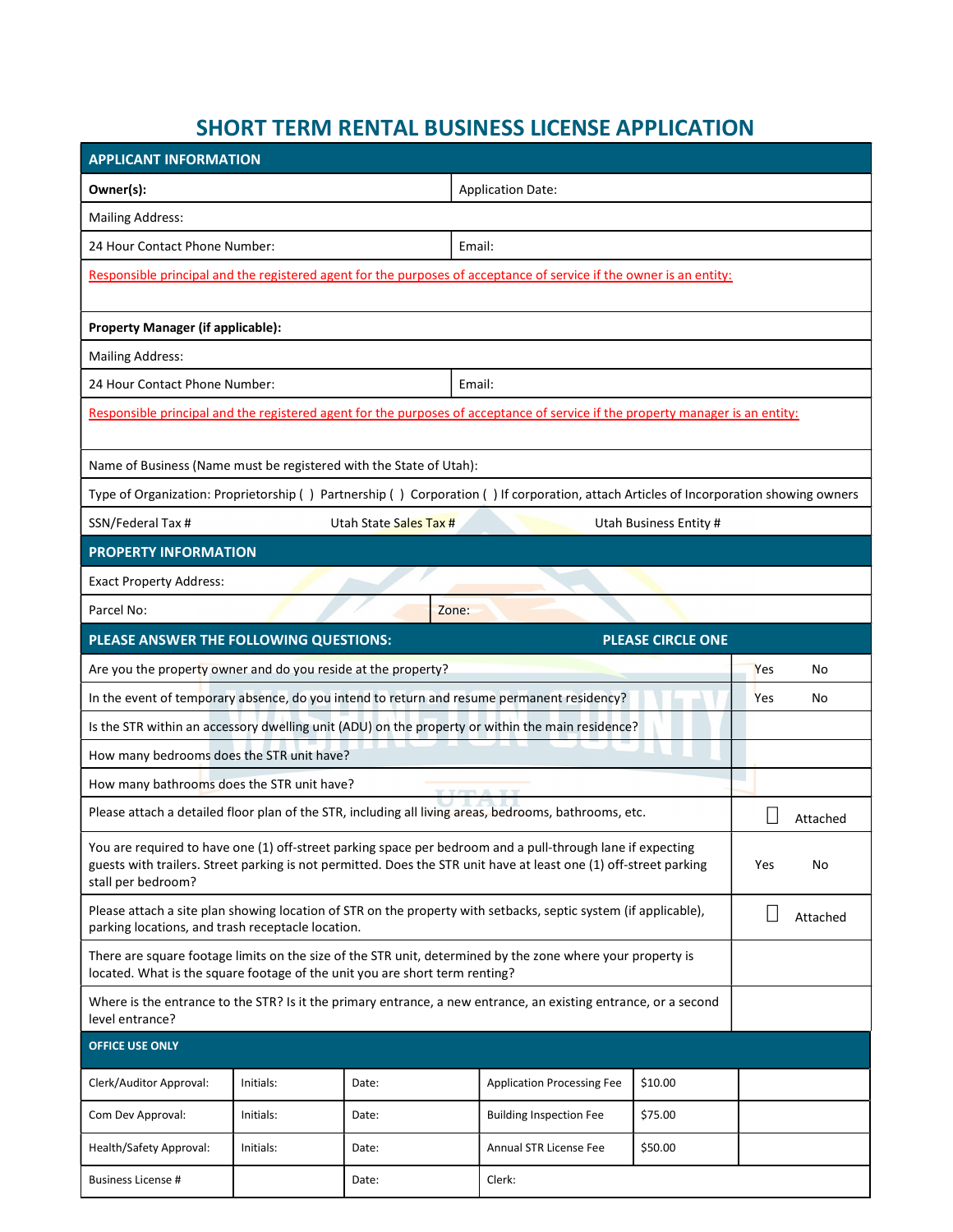# SHORT TERM RENTAL BUSINESS LICENSE APPLICATION

## APPLICANT INFORMATION

| | |
|---|---|
| **Owner(s):** | Application Date: |
| Mailing Address: | |
| 24 Hour Contact Phone Number: | Email: |
| Responsible principal and the registered agent for the purposes of acceptance of service if the owner is an entity: | |
| **Property Manager (if applicable):** | |
| Mailing Address: | |
| 24 Hour Contact Phone Number: | Email: |
| Responsible principal and the registered agent for the purposes of acceptance of service if the property manager is an entity: | |
| Name of Business (Name must be registered with the State of Utah): | |
| Type of Organization: Proprietorship ( ) Partnership ( ) Corporation ( ) If corporation, attach Articles of Incorporation showing owners | |

| | | |
|---|---|---|
| SSN/Federal Tax # | Utah State Sales Tax # | Utah Business Entity # |

## PROPERTY INFORMATION

| | |
|---|---|
| Exact Property Address: | |
| Parcel No: | Zone: |

## PLEASE ANSWER THE FOLLOWING QUESTIONS:

| Question | PLEASE CIRCLE ONE |
|---|---|
| Are you the property owner and do you reside at the property? | Yes No |
| In the event of temporary absence, do you intend to return and resume permanent residency? | Yes No |
| Is the STR within an accessory dwelling unit (ADU) on the property or within the main residence? | |
| How many bedrooms does the STR unit have? | |
| How many bathrooms does the STR unit have? | |
| Please attach a detailed floor plan of the STR, including all living areas, bedrooms, bathrooms, etc. | ☐ Attached |
| You are required to have one (1) off-street parking space per bedroom and a pull-through lane if expecting guests with trailers. Street parking is not permitted. Does the STR unit have at least one (1) off-street parking stall per bedroom? | Yes No |
| Please attach a site plan showing location of STR on the property with setbacks, septic system (if applicable), parking locations, and trash receptacle location. | ☐ Attached |
| There are square footage limits on the size of the STR unit, determined by the zone where your property is located. What is the square footage of the unit you are short term renting? | |
| Where is the entrance to the STR? Is it the primary entrance, a new entrance, an existing entrance, or a second level entrance? | |

## OFFICE USE ONLY

| | | | | | |
|---|---|---|---|---|---|
| Clerk/Auditor Approval: | Initials: | Date: | Application Processing Fee | $10.00 | |
| Com Dev Approval: | Initials: | Date: | Building Inspection Fee | $75.00 | |
| Health/Safety Approval: | Initials: | Date: | Annual STR License Fee | $50.00 | |
| Business License # | | Date: | Clerk: | | |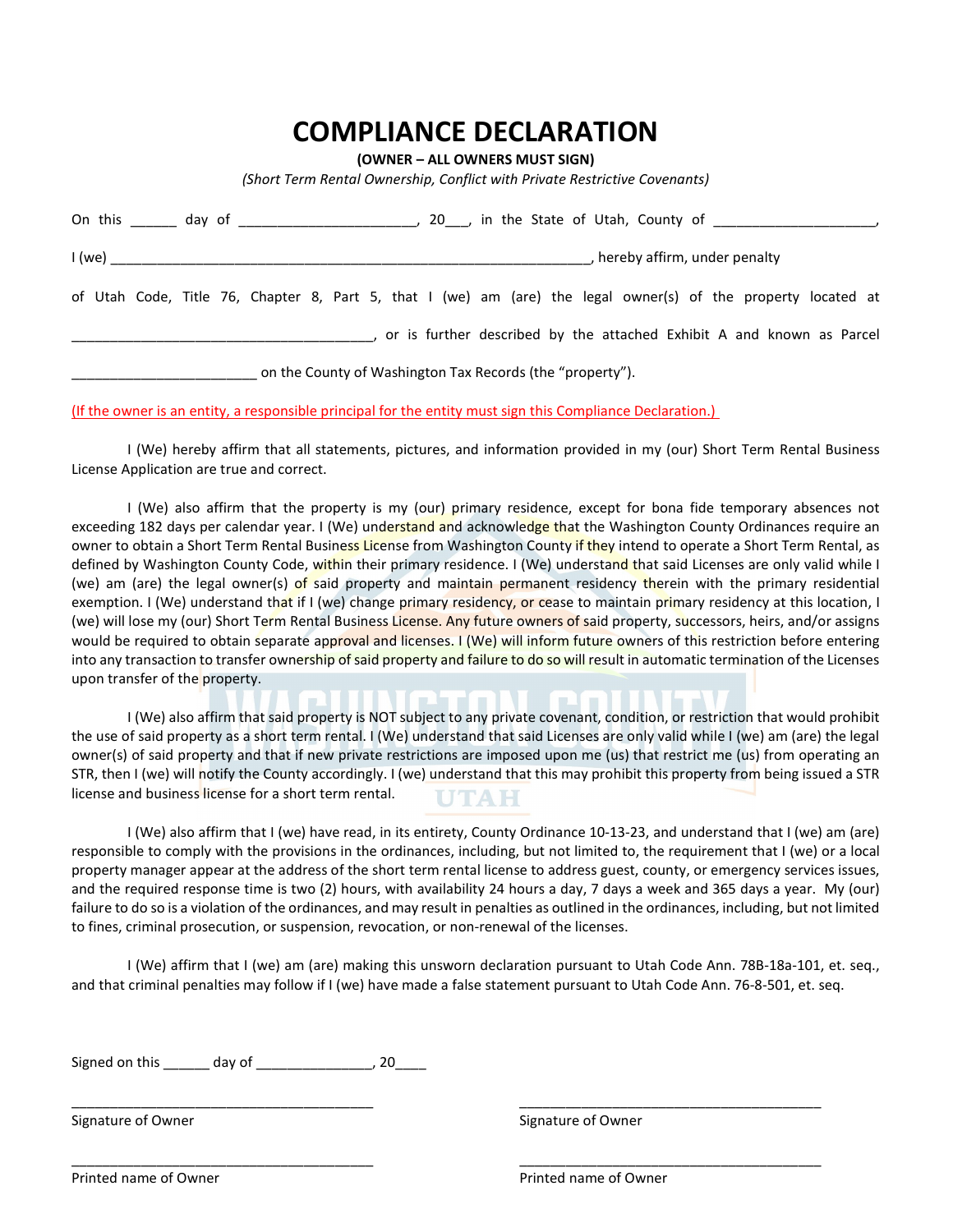# COMPLIANCE DECLARATION

**(OWNER – ALL OWNERS MUST SIGN)**

*(Short Term Rental Ownership, Conflict with Private Restrictive Covenants)*

On this ______ day of ______________________, 20___, in the State of Utah, County of ____________________,

I (we) ____________________________________________________________, hereby affirm, under penalty of Utah Code, Title 76, Chapter 8, Part 5, that I (we) am (are) the legal owner(s) of the property located at ________________________________________, or is further described by the attached Exhibit A and known as Parcel ________________________ on the County of Washington Tax Records (the "property").

(If the owner is an entity, a responsible principal for the entity must sign this Compliance Declaration.)

I (We) hereby affirm that all statements, pictures, and information provided in my (our) Short Term Rental Business License Application are true and correct.

I (We) also affirm that the property is my (our) primary residence, except for bona fide temporary absences not exceeding 182 days per calendar year. I (We) understand and acknowledge that the Washington County Ordinances require an owner to obtain a Short Term Rental Business License from Washington County if they intend to operate a Short Term Rental, as defined by Washington County Code, within their primary residence. I (We) understand that said Licenses are only valid while I (we) am (are) the legal owner(s) of said property and maintain permanent residency therein with the primary residential exemption. I (We) understand that if I (we) change primary residency, or cease to maintain primary residency at this location, I (we) will lose my (our) Short Term Rental Business License. Any future owners of said property, successors, heirs, and/or assigns would be required to obtain separate approval and licenses. I (We) will inform future owners of this restriction before entering into any transaction to transfer ownership of said property and failure to do so will result in automatic termination of the Licenses upon transfer of the property.

I (We) also affirm that said property is NOT subject to any private covenant, condition, or restriction that would prohibit the use of said property as a short term rental. I (We) understand that said Licenses are only valid while I (we) am (are) the legal owner(s) of said property and that if new private restrictions are imposed upon me (us) that restrict me (us) from operating an STR, then I (we) will notify the County accordingly. I (we) understand that this may prohibit this property from being issued a STR license and business license for a short term rental.

I (We) also affirm that I (we) have read, in its entirety, County Ordinance 10-13-23, and understand that I (we) am (are) responsible to comply with the provisions in the ordinances, including, but not limited to, the requirement that I (we) or a local property manager appear at the address of the short term rental license to address guest, county, or emergency services issues, and the required response time is two (2) hours, with availability 24 hours a day, 7 days a week and 365 days a year. My (our) failure to do so is a violation of the ordinances, and may result in penalties as outlined in the ordinances, including, but not limited to fines, criminal prosecution, or suspension, revocation, or non-renewal of the licenses.

I (We) affirm that I (we) am (are) making this unsworn declaration pursuant to Utah Code Ann. 78B-18a-101, et. seq., and that criminal penalties may follow if I (we) have made a false statement pursuant to Utah Code Ann. 76-8-501, et. seq.

Signed on this ______ day of _______________, 20____

________________________________________
Signature of Owner

________________________________________
Printed name of Owner

________________________________________
Signature of Owner

________________________________________
Printed name of Owner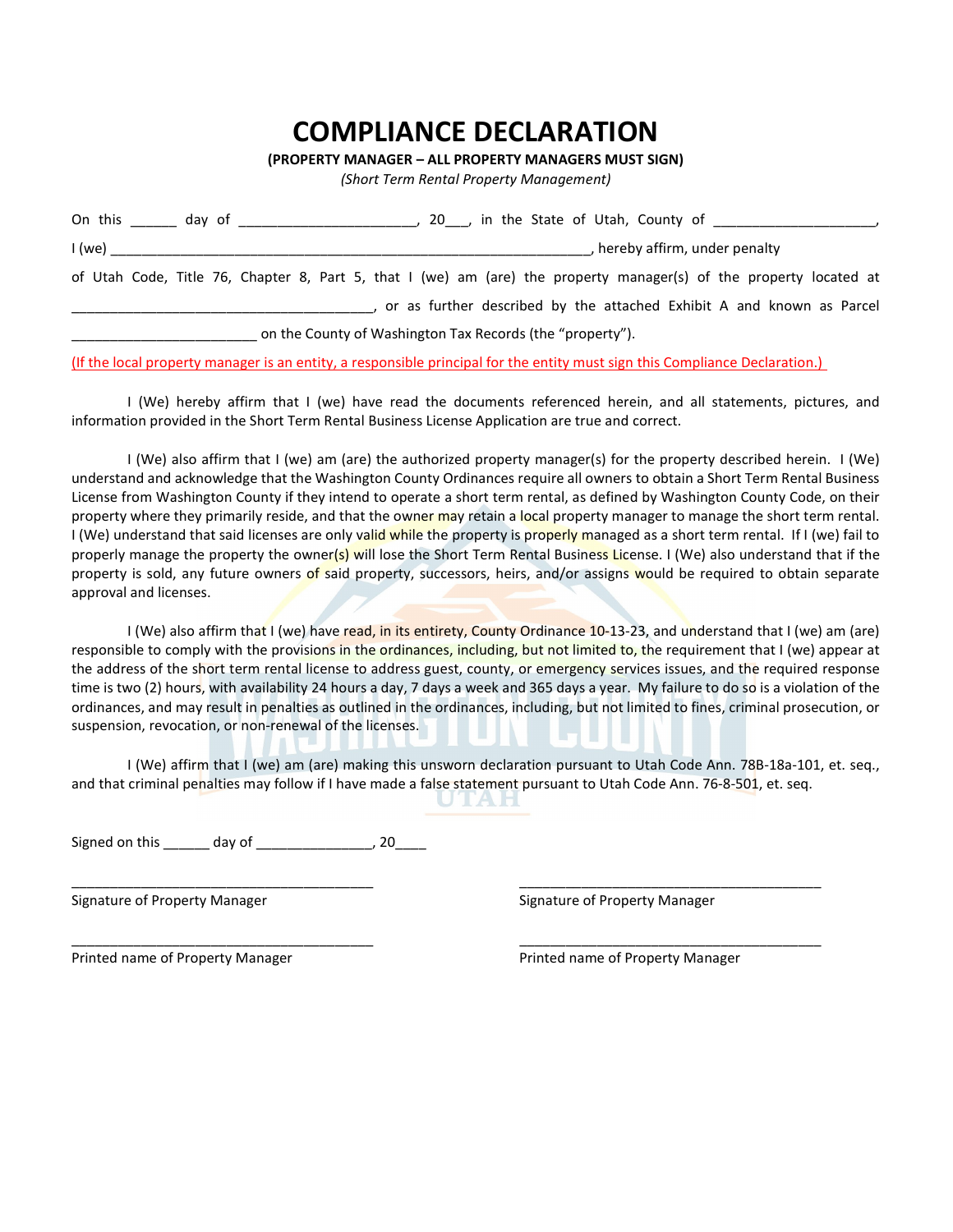# COMPLIANCE DECLARATION

**(PROPERTY MANAGER – ALL PROPERTY MANAGERS MUST SIGN)**

*(Short Term Rental Property Management)*

On this ______ day of ______________________, 20___, in the State of Utah, County of ____________________, I (we) _______________________________________________________________, hereby affirm, under penalty of Utah Code, Title 76, Chapter 8, Part 5, that I (we) am (are) the property manager(s) of the property located at _______________________________________, or as further described by the attached Exhibit A and known as Parcel _______________________ on the County of Washington Tax Records (the "property").

(If the local property manager is an entity, a responsible principal for the entity must sign this Compliance Declaration.)

I (We) hereby affirm that I (we) have read the documents referenced herein, and all statements, pictures, and information provided in the Short Term Rental Business License Application are true and correct.

I (We) also affirm that I (we) am (are) the authorized property manager(s) for the property described herein. I (We) understand and acknowledge that the Washington County Ordinances require all owners to obtain a Short Term Rental Business License from Washington County if they intend to operate a short term rental, as defined by Washington County Code, on their property where they primarily reside, and that the owner may retain a local property manager to manage the short term rental. I (We) understand that said licenses are only valid while the property is properly managed as a short term rental. If I (we) fail to properly manage the property the owner(s) will lose the Short Term Rental Business License. I (We) also understand that if the property is sold, any future owners of said property, successors, heirs, and/or assigns would be required to obtain separate approval and licenses.

I (We) also affirm that I (we) have read, in its entirety, County Ordinance 10-13-23, and understand that I (we) am (are) responsible to comply with the provisions in the ordinances, including, but not limited to, the requirement that I (we) appear at the address of the short term rental license to address guest, county, or emergency services issues, and the required response time is two (2) hours, with availability 24 hours a day, 7 days a week and 365 days a year. My failure to do so is a violation of the ordinances, and may result in penalties as outlined in the ordinances, including, but not limited to fines, criminal prosecution, or suspension, revocation, or non-renewal of the licenses.

I (We) affirm that I (we) am (are) making this unsworn declaration pursuant to Utah Code Ann. 78B-18a-101, et. seq., and that criminal penalties may follow if I have made a false statement pursuant to Utah Code Ann. 76-8-501, et. seq.

Signed on this ______ day of ______________, 20____

_______________________________________
Signature of Property Manager

_______________________________________
Printed name of Property Manager

_______________________________________
Signature of Property Manager

_______________________________________
Printed name of Property Manager